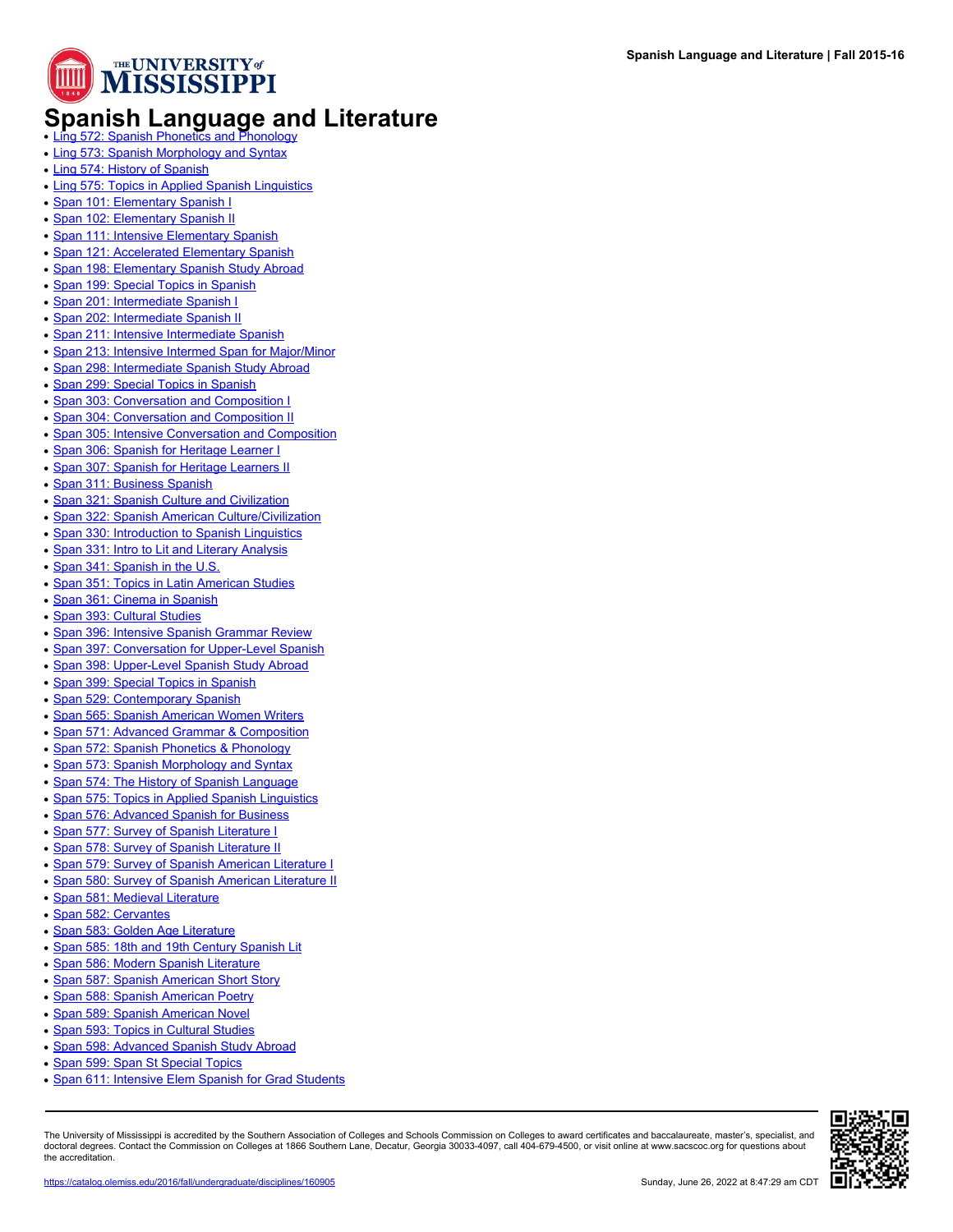# Spanish Language and Literature

- Ling 572: Spanish Phonetics and Phonology
- Ling 573: Spanish Morphology and Syntax
- Ling 574: History of Spanish
- Ling 575: Topics in Applied Spanish Linguistics
- Span 101: Elementary Spanish I
- Span 102: Elementary Spanish II
- Span 111: Intensive Elementary Spanish
- Span 121: Accelerated Elementary Spanish
- Span 198: Elementary Spanish Study Abroad
- Span 199: Special Topics in Spanish
- Span 201: Intermediate Spanish I
- Span 202: Intermediate Spanish II
- Span 211: Intensive Intermediate Spanish
- Span 213: Intensive Intermed Span for Major/Minor
- Span 298: Intermediate Spanish Study Abroad
- Span 299: Special Topics in Spanish
- Span 303: Conversation and Composition I
- Span 304: Conversation and Composition II
- Span 305: Intensive Conversation and Composition
- Span 306: Spanish for Heritage Learner I
- Span 307: Spanish for Heritage Learners II
- Span 311: Business Spanish
- Span 321: Spanish Culture and Civilization
- Span 322: Spanish American Culture/Civilization
- Span 330: Introduction to Spanish Linguistics
- Span 331: Intro to Lit and Literary Analysis
- Span 341: Spanish in the U.S.
- Span 351: Topics in Latin American Studies
- Span 361: Cinema in Spanish
- Span 393: Cultural Studies
- Span 396: Intensive Spanish Grammar Review
- Span 397: Conversation for Upper-Level Spanish
- Span 398: Upper-Level Spanish Study Abroad
- Span 399: Special Topics in Spanish
- Span 529: Contemporary Spanish
- Span 565: Spanish American Women Writers
- Span 571: Advanced Grammar & Composition
- Span 572: Spanish Phonetics & Phonology
- Span 573: Spanish Morphology and Syntax
- Span 574: The History of Spanish Language
- Span 575: Topics in Applied Spanish Linguistics
- Span 576: Advanced Spanish for Business
- Span 577: Survey of Spanish Literature I
- Span 578: Survey of Spanish Literature II
- Span 579: Survey of Spanish American Literature I
- Span 580: Survey of Spanish American Literature II
- Span 581: Medieval Literature
- Span 582: Cervantes
- Span 583: Golden Age Literature
- Span 585: 18th and 19th Century Spanish Lit
- Span 586: Modern Spanish Literature
- Span 587: Spanish American Short Story
- Span 588: Spanish American Poetry
- Span 589: Spanish American Novel
- Span 593: Topics in Cultural Studies
- Span 598: Advanced Spanish Study Abroad
- Span 599: Span St Special Topics
- Span 611: Intensive Elem Spanish for Grad Students

The University of Mississippi is accredited by the Southern Association of Colleges and Schools Commission on Colleges to award certificates and baccalaureate, master's, specialist, and doctoral degrees. Contact the Commission on Colleges at 1866 Southern Lane, Decatur, Georgia 30033-4097, call 404-679-4500, or visit online at www.sacscoc.org for questions about the accreditation.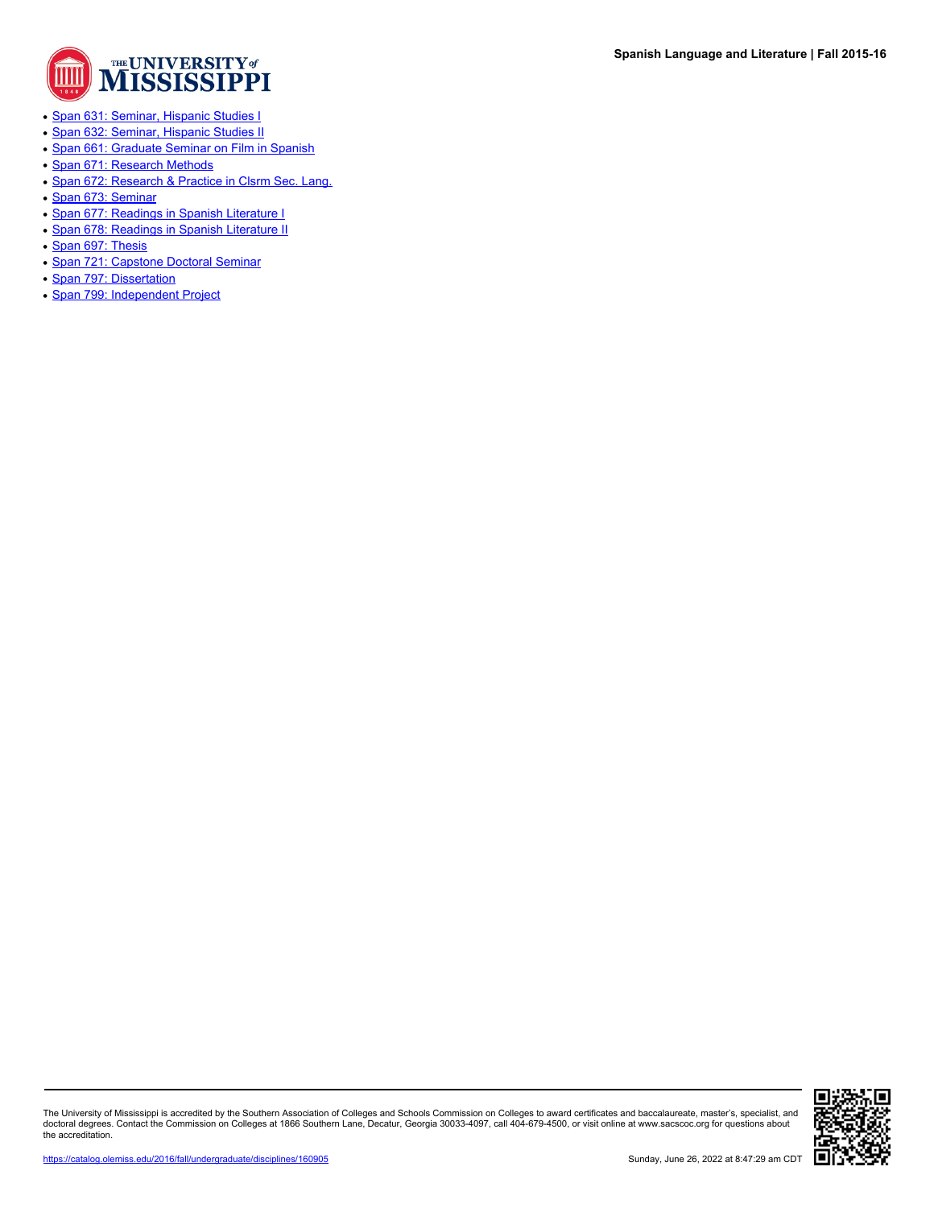- Span 631: Seminar, Hispanic Studies I
- Span 632: Seminar, Hispanic Studies II
- Span 661: Graduate Seminar on Film in Spanish
- Span 671: Research Methods
- Span 672: Research & Practice in Clsrm Sec. Lang.
- Span 673: Seminar
- Span 677: Readings in Spanish Literature I
- Span 678: Readings in Spanish Literature II
- Span 697: Thesis
- Span 721: Capstone Doctoral Seminar
- Span 797: Dissertation
- Span 799: Independent Project